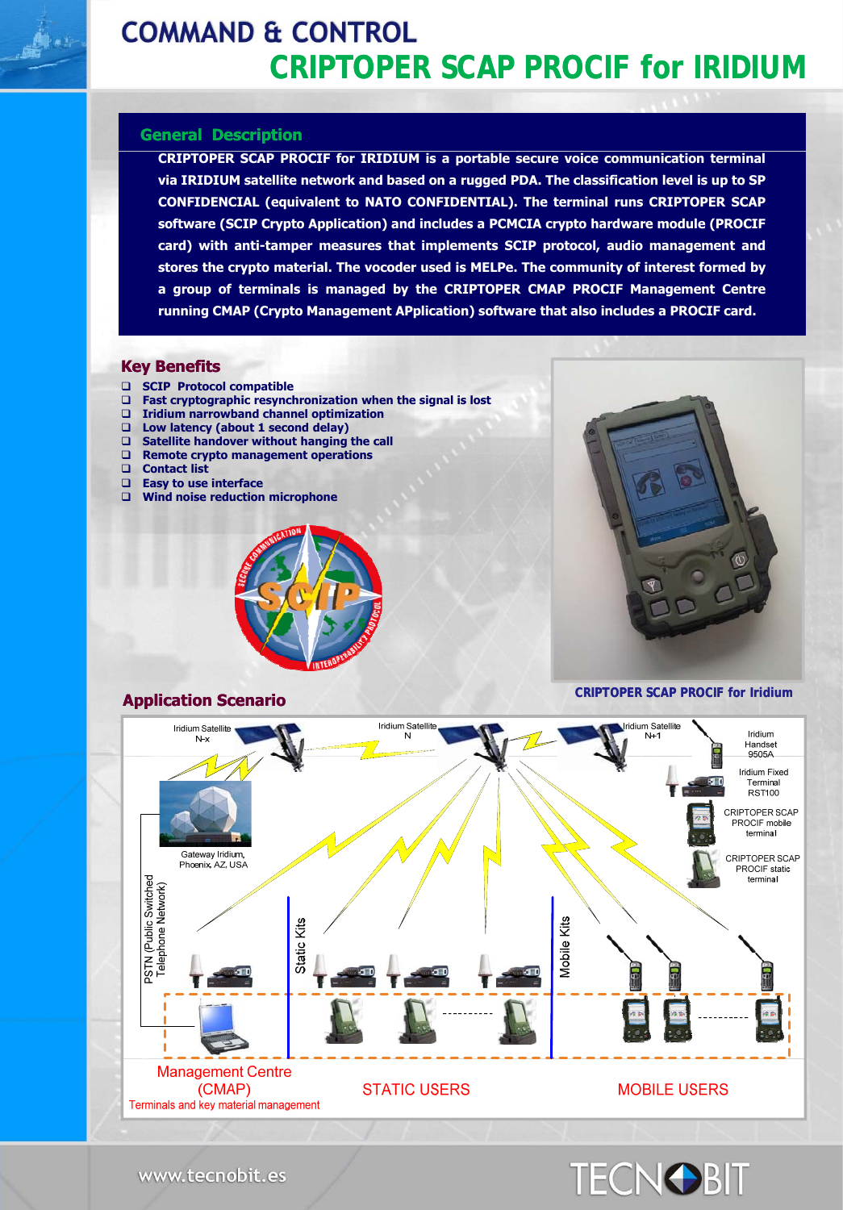# COMMAND & CONTROL

# CRIPTOPER SCAP PROCIF for IRIDIUM

## General Description

**CRIPTOPER SCAP PROCIF for IRIDIUM is a portable secure voice communication terminal via IRIDIUM satellite network and based on a rugged PDA. The classification level is up to SP CONFIDENCIAL (equivalent to NATO CONFIDENTIAL). The terminal runs CRIPTOPER SCAP software (SCIP Crypto Application) and includes a PCMCIA crypto hardware module (PROCIF card) with anti-tamper measures that implements SCIP protocol, audio management and stores the crypto material. The vocoder used is MELPe. The community of interest formed by a group of terminals is managed by the CRIPTOPER CMAP PROCIF Management Centre running CMAP (Crypto Management APplication) software that also includes a PROCIF card.**

## Key Benefits

- SCIP Protocol compatible
- Fast cryptographic resynchronization when the signal is lost
- Iridium narrowband channel optimization
- Low latency (about 1 second delay)
- Satellite handover without hanging the call
- Remote crypto management operations
- Contact list
- Easy to use interface
- Wind noise reduction microphone

CRIPTOPER SCAP PROCIF for Iridium

## Application Scenario

Iridium Satellite N-x | Iridium Satellite N | Iridium Satellite N+1

Iridium Handset 9505A
Iridium Fixed Terminal RST100
CRIPTOPER SCAP PROCIF mobile terminal
CRIPTOPER SCAP PROCIF static terminal

Gateway Iridium, Phoenix, AZ, USA

PSTN (Public Switched Telephone Network)

Static Kits | Mobile Kits

Management Centre (CMAP)
Terminals and key material management

STATIC USERS

MOBILE USERS

www.tecnobit.es

TECNOBIT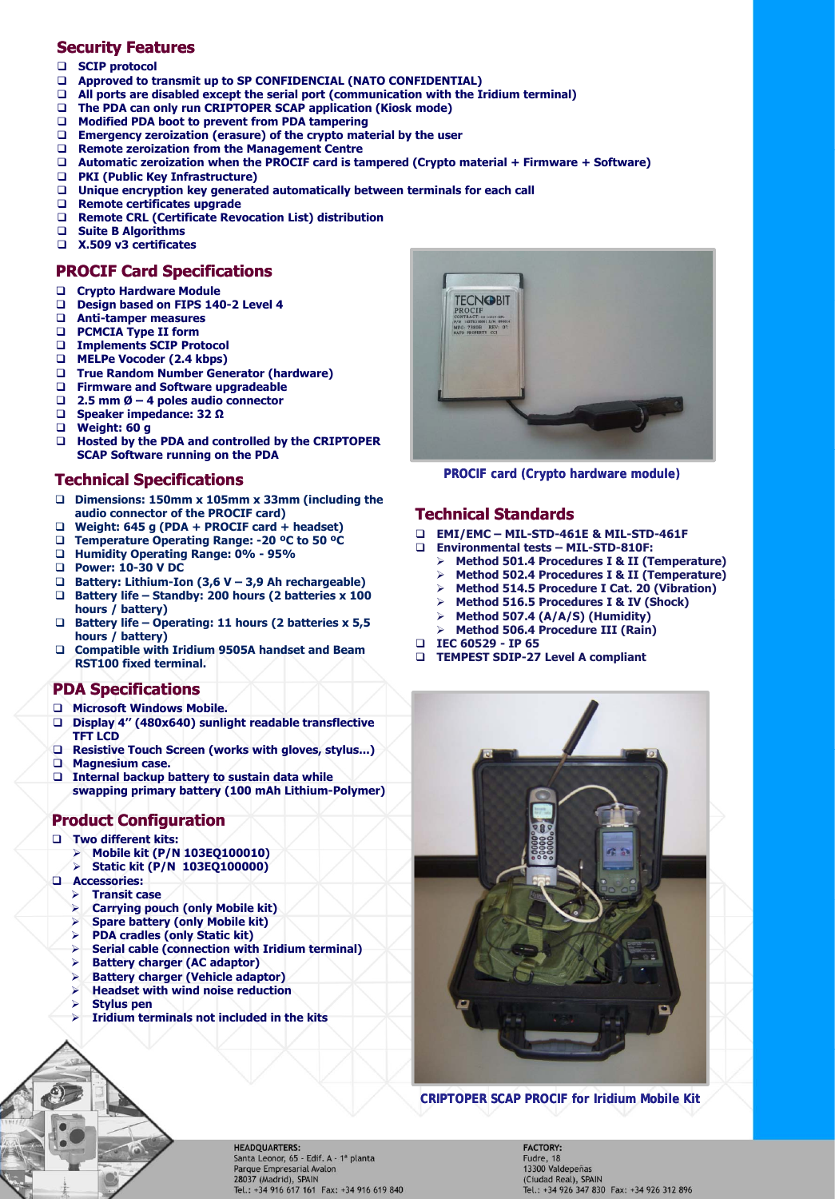## Security Features

- SCIP protocol
- Approved to transmit up to SP CONFIDENCIAL (NATO CONFIDENTIAL)
- All ports are disabled except the serial port (communication with the Iridium terminal)
- The PDA can only run CRIPTOPER SCAP application (Kiosk mode)
- Modified PDA boot to prevent from PDA tampering
- Emergency zeroization (erasure) of the crypto material by the user
- Remote zeroization from the Management Centre
- Automatic zeroization when the PROCIF card is tampered (Crypto material + Firmware + Software)
- PKI (Public Key Infrastructure)
- Unique encryption key generated automatically between terminals for each call
- Remote certificates upgrade
- Remote CRL (Certificate Revocation List) distribution
- Suite B Algorithms
- X.509 v3 certificates

## PROCIF Card Specifications

- Crypto Hardware Module
- Design based on FIPS 140-2 Level 4
- Anti-tamper measures
- PCMCIA Type II form
- Implements SCIP Protocol
- MELPe Vocoder (2.4 kbps)
- True Random Number Generator (hardware)
- Firmware and Software upgradeable
- 2.5 mm Ø – 4 poles audio connector
- Speaker impedance: 32 Ω
- Weight: 60 g
- Hosted by the PDA and controlled by the CRIPTOPER SCAP Software running on the PDA

PROCIF card (Crypto hardware module)

## Technical Specifications

- Dimensions: 150mm x 105mm x 33mm (including the audio connector of the PROCIF card)
- Weight: 645 g (PDA + PROCIF card + headset)
- Temperature Operating Range: -20 ºC to 50 ºC
- Humidity Operating Range: 0% - 95%
- Power: 10-30 V DC
- Battery: Lithium-Ion (3,6 V – 3,9 Ah rechargeable)
- Battery life – Standby: 200 hours (2 batteries x 100 hours / battery)
- Battery life – Operating: 11 hours (2 batteries x 5,5 hours / battery)
- Compatible with Iridium 9505A handset and Beam RST100 fixed terminal.

## Technical Standards

- EMI/EMC – MIL-STD-461E & MIL-STD-461F
- Environmental tests – MIL-STD-810F:
  - Method 501.4 Procedures I & II (Temperature)
  - Method 502.4 Procedures I & II (Temperature)
  - Method 514.5 Procedure I Cat. 20 (Vibration)
  - Method 516.5 Procedures I & IV (Shock)
  - Method 507.4 (A/A/S) (Humidity)
  - Method 506.4 Procedure III (Rain)
- IEC 60529 - IP 65
- TEMPEST SDIP-27 Level A compliant

## PDA Specifications

- Microsoft Windows Mobile.
- Display 4'' (480x640) sunlight readable transflective TFT LCD
- Resistive Touch Screen (works with gloves, stylus...)
- Magnesium case.
- Internal backup battery to sustain data while swapping primary battery (100 mAh Lithium-Polymer)

## Product Configuration

- Two different kits:
  - Mobile kit (P/N 103EQ100010)
  - Static kit (P/N 103EQ100000)
- Accessories:
  - Transit case
  - Carrying pouch (only Mobile kit)
  - Spare battery (only Mobile kit)
  - PDA cradles (only Static kit)
  - Serial cable (connection with Iridium terminal)
  - Battery charger (AC adaptor)
  - Battery charger (Vehicle adaptor)
  - Headset with wind noise reduction
  - Stylus pen
  - Iridium terminals not included in the kits

CRIPTOPER SCAP PROCIF for Iridium Mobile Kit

**HEADQUARTERS:**
Santa Leonor, 65 - Edif. A - 1ª planta
Parque Empresarial Avalon
28037 (Madrid), SPAIN
Tel.: +34 916 617 161 Fax: +34 916 619 840

**FACTORY:**
Fudre, 18
13300 Valdepeñas
(Ciudad Real), SPAIN
Tel.: +34 926 347 830 Fax: +34 926 312 896